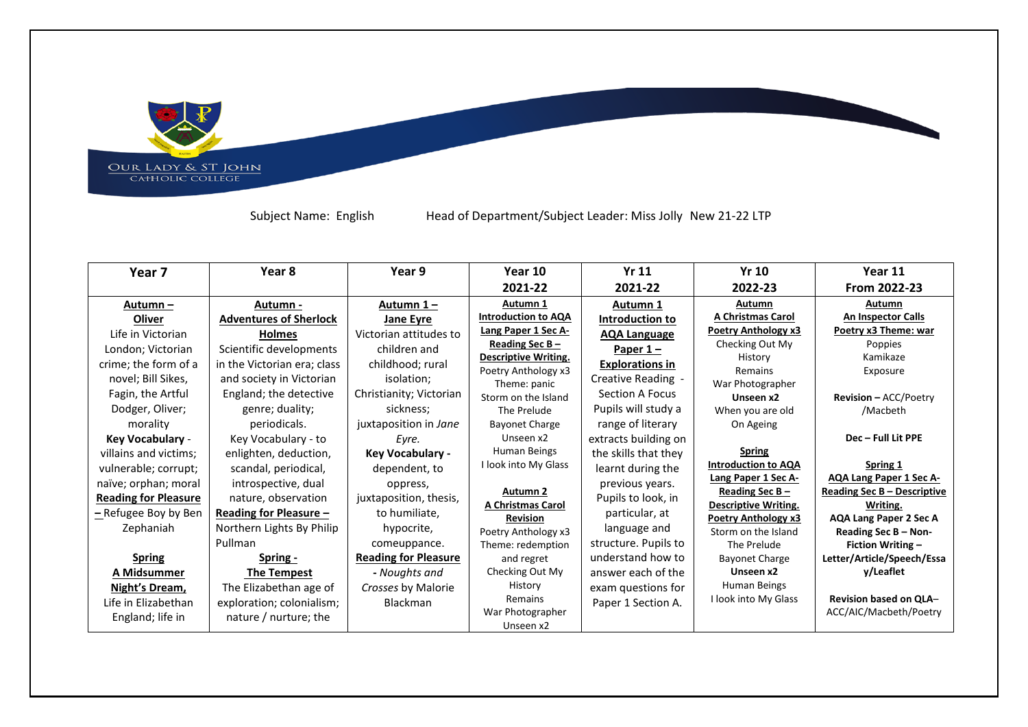Our Lady & St John Catholic College

Subject Name: English Head of Department/Subject Leader: Miss Jolly New 21-22 LTP

| Year 7 | Year 8 | Year 9 | Year 10 2021-22 | Yr 11 2021-22 | Yr 10 2022-23 | Year 11 From 2022-23 |
|---|---|---|---|---|---|---|
| **Autumn – Oliver** Life in Victorian London; Victorian crime; the form of a novel; Bill Sikes, Fagin, the Artful Dodger, Oliver; morality **Key Vocabulary** - villains and victims; vulnerable; corrupt; naïve; orphan; moral **Reading for Pleasure –** Refugee Boy by Ben Zephaniah<br><br>**Spring A Midsummer Night's Dream,** Life in Elizabethan England; life in | **Autumn - Adventures of Sherlock Holmes** Scientific developments in the Victorian era; class and society in Victorian England; the detective genre; duality; periodicals. Key Vocabulary - to enlighten, deduction, scandal, periodical, introspective, dual nature, observation **Reading for Pleasure –** Northern Lights By Philip Pullman<br><br>**Spring - The Tempest** The Elizabethan age of exploration; colonialism; nature / nurture; the | **Autumn 1 – Jane Eyre** Victorian attitudes to children and childhood; rural isolation; Christianity; Victorian sickness; juxtaposition in *Jane Eyre.* **Key Vocabulary -** dependent, to oppress, juxtaposition, thesis, to humiliate, hypocrite, comeuppance. **Reading for Pleasure** - *Noughts and Crosses* by Malorie Blackman | **Autumn 1 Introduction to AQA Lang Paper 1 Sec A- Reading Sec B – Descriptive Writing.** Poetry Anthology x3 Theme: panic Storm on the Island The Prelude Bayonet Charge Unseen x2 Human Beings I look into My Glass<br><br>**Autumn 2 A Christmas Carol Revision** Poetry Anthology x3 Theme: redemption and regret Checking Out My History Remains War Photographer Unseen x2 | **Autumn 1 Introduction to AQA Language Paper 1 – Explorations in** Creative Reading - Section A Focus Pupils will study a range of literary extracts building on the skills that they learnt during the previous years. Pupils to look, in particular, at language and structure. Pupils to understand how to answer each of the exam questions for Paper 1 Section A. | **Autumn A Christmas Carol Poetry Anthology x3** Checking Out My History Remains War Photographer **Unseen x2** When you are old On Ageing<br><br>**Spring Introduction to AQA Lang Paper 1 Sec A- Reading Sec B – Descriptive Writing. Poetry Anthology x3** Storm on the Island The Prelude Bayonet Charge **Unseen x2** Human Beings I look into My Glass | **Autumn An Inspector Calls Poetry x3 Theme: war** Poppies Kamikaze Exposure<br><br>**Revision –** ACC/Poetry /Macbeth<br><br>**Dec – Full Lit PPE**<br><br>**Spring 1 AQA Lang Paper 1 Sec A- Reading Sec B – Descriptive Writing. AQA Lang Paper 2 Sec A Reading Sec B – Non-Fiction Writing – Letter/Article/Speech/Essay/Leaflet**<br><br>**Revision based on QLA**– ACC/AIC/Macbeth/Poetry |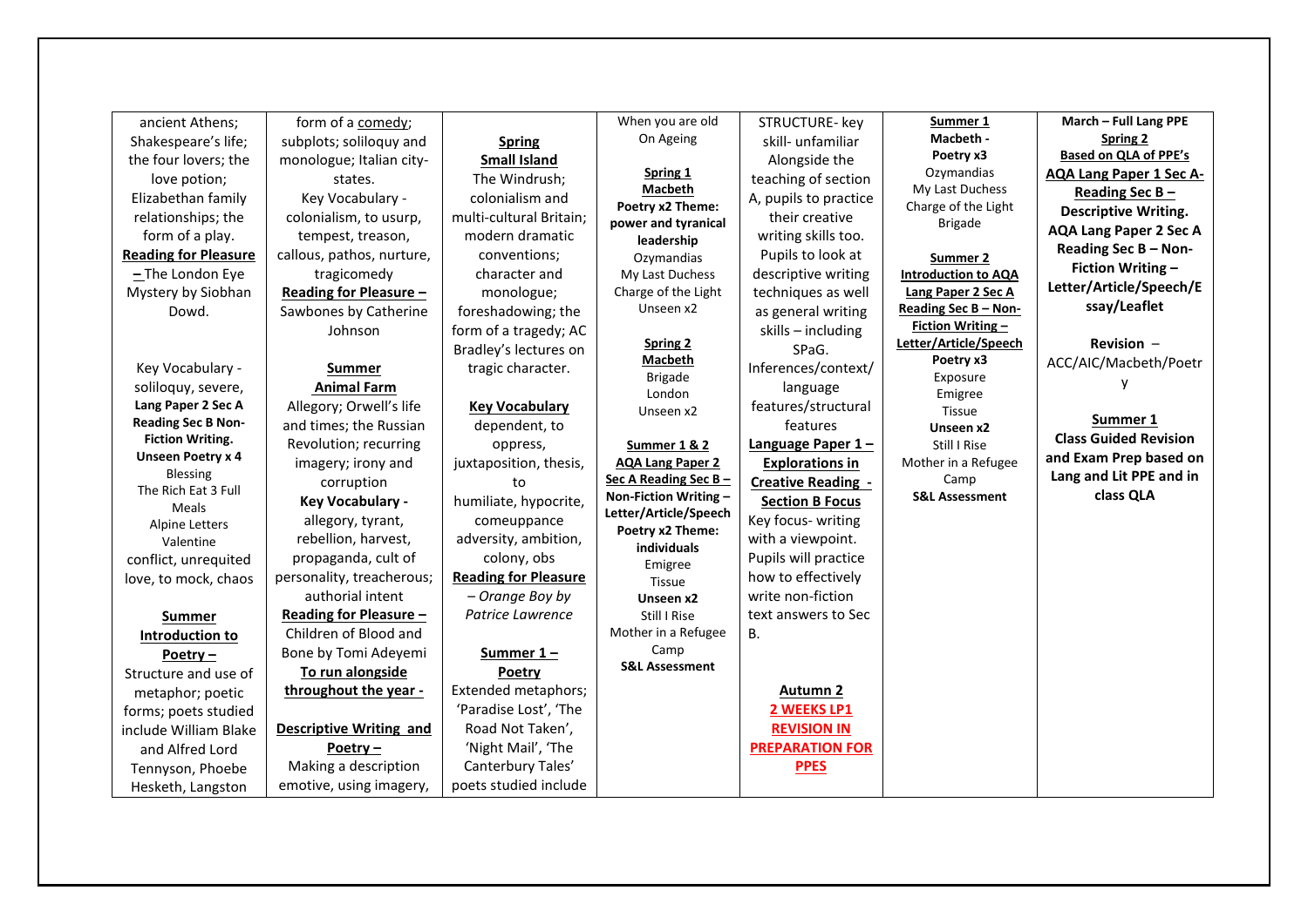| | | | | | | |
|---|---|---|---|---|---|---|
| ancient Athens; Shakespeare's life; the four lovers; the love potion; Elizabethan family relationships; the form of a play.<br>**Reading for Pleasure** – The London Eye Mystery by Siobhan Dowd.<br><br>Key Vocabulary - soliloquy, severe, **Lang Paper 2 Sec A Reading Sec B Non-Fiction Writing.**<br>**Unseen Poetry x 4**<br>Blessing<br>The Rich Eat 3 Full Meals<br>Alpine Letters<br>Valentine<br>conflict, unrequited love, to mock, chaos<br><br>**Summer Introduction to Poetry –**<br>Structure and use of metaphor; poetic forms; poets studied include William Blake and Alfred Lord Tennyson, Phoebe Hesketh, Langston | form of a comedy; subplots; soliloquy and monologue; Italian city-states.<br>Key Vocabulary - colonialism, to usurp, tempest, treason, callous, pathos, nurture, tragicomedy<br>**Reading for Pleasure –** Sawbones by Catherine Johnson<br><br>**Summer Animal Farm**<br>Allegory; Orwell's life and times; the Russian Revolution; recurring imagery; irony and corruption<br>**Key Vocabulary -** allegory, tyrant, rebellion, harvest, propaganda, cult of personality, treacherous; authorial intent<br>**Reading for Pleasure –** Children of Blood and Bone by Tomi Adeyemi<br>**To run alongside throughout the year -**<br><br>**Descriptive Writing and Poetry –**<br>Making a description emotive, using imagery, | **Spring Small Island**<br>The Windrush; colonialism and multi-cultural Britain; modern dramatic conventions; character and monologue; foreshadowing; the form of a tragedy; AC Bradley's lectures on tragic character.<br><br>**Key Vocabulary**<br>dependent, to oppress, juxtaposition, thesis, to humiliate, hypocrite, comeuppance adversity, ambition, colony, obs<br>**Reading for Pleasure** – *Orange Boy by Patrice Lawrence*<br><br>**Summer 1 – Poetry**<br>Extended metaphors; 'Paradise Lost', 'The Road Not Taken', 'Night Mail', 'The Canterbury Tales' poets studied include | When you are old<br>On Ageing<br><br>**Spring 1 Macbeth**<br>**Poetry x2 Theme: power and tyranical leadership**<br>Ozymandias<br>My Last Duchess<br>Charge of the Light<br>Unseen x2<br><br>**Spring 2 Macbeth**<br>Brigade<br>London<br>Unseen x2<br><br>**Summer 1 & 2**<br>**AQA Lang Paper 2 Sec A Reading Sec B – Non-Fiction Writing – Letter/Article/Speech**<br>**Poetry x2 Theme: individuals**<br>Emigree<br>Tissue<br>**Unseen x2**<br>Still I Rise<br>Mother in a Refugee Camp<br>**S&L Assessment** | STRUCTURE- key skill- unfamiliar Alongside the teaching of section A, pupils to practice their creative writing skills too. Pupils to look at descriptive writing techniques as well as general writing skills – including SPaG.<br>Inferences/context/ language features/structural features<br>**Language Paper 1 – Explorations in Creative Reading - Section B Focus**<br>Key focus- writing with a viewpoint. Pupils will practice how to effectively write non-fiction text answers to Sec B.<br><br>**Autumn 2**<br>**2 WEEKS LP1 REVISION IN PREPARATION FOR PPES** | **Summer 1**<br>**Macbeth - Poetry x3**<br>Ozymandias<br>My Last Duchess<br>Charge of the Light Brigade<br><br>**Summer 2**<br>**Introduction to AQA Lang Paper 2 Sec A Reading Sec B – Non-Fiction Writing – Letter/Article/Speech**<br>**Poetry x3**<br>Exposure<br>Emigree<br>Tissue<br>**Unseen x2**<br>Still I Rise<br>Mother in a Refugee Camp<br>**S&L Assessment** | **March – Full Lang PPE**<br>**Spring 2**<br>**Based on QLA of PPE's**<br>**AQA Lang Paper 1 Sec A- Reading Sec B – Descriptive Writing.**<br>**AQA Lang Paper 2 Sec A Reading Sec B – Non-Fiction Writing – Letter/Article/Speech/Essay/Leaflet**<br><br>**Revision** – ACC/AIC/Macbeth/Poetry<br><br>**Summer 1**<br>**Class Guided Revision and Exam Prep based on Lang and Lit PPE and in class QLA** |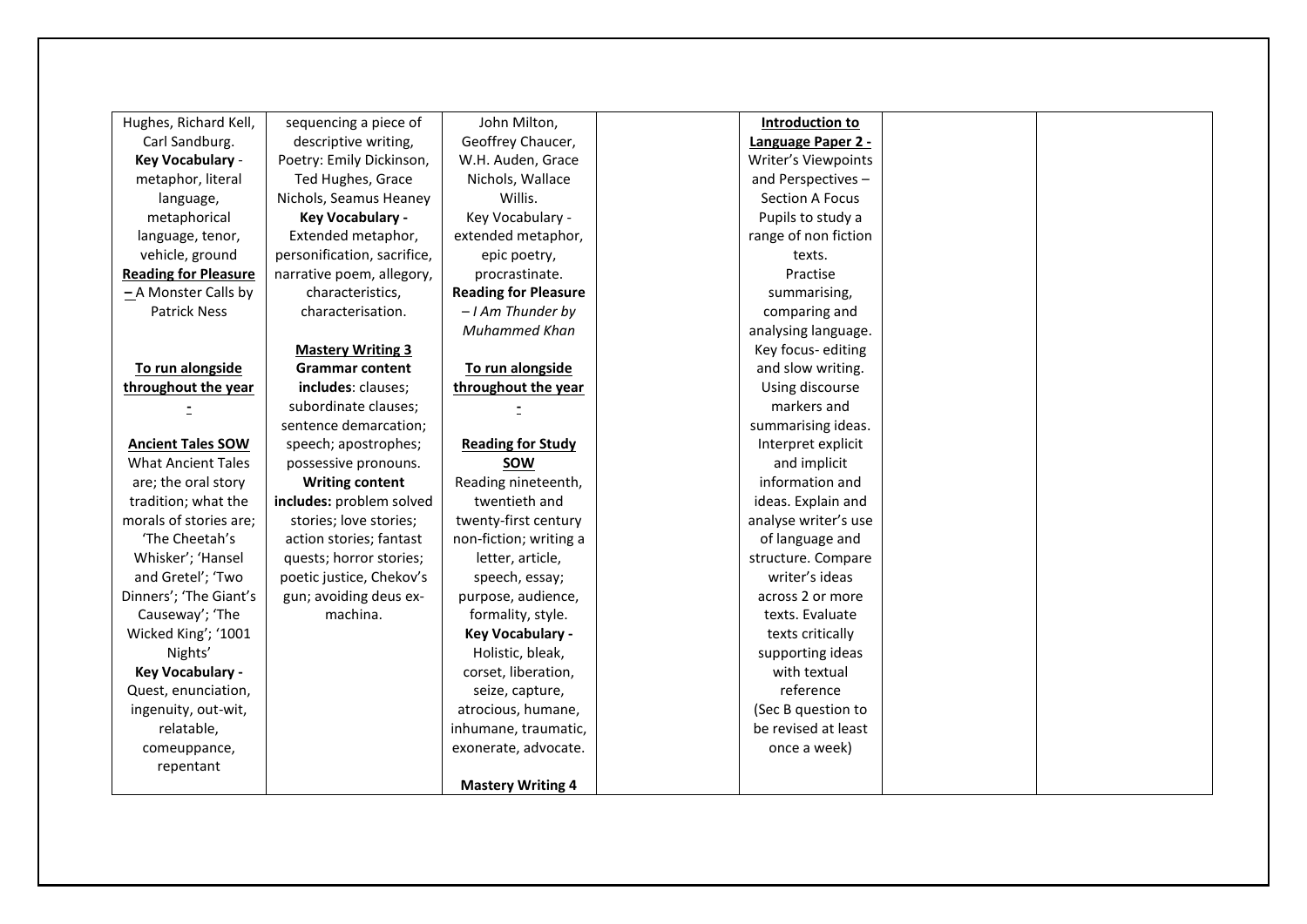| | | | | | | |
|---|---|---|---|---|---|---|
| Hughes, Richard Kell, Carl Sandburg. **Key Vocabulary** - metaphor, literal language, metaphorical language, tenor, vehicle, ground **Reading for Pleasure** – A Monster Calls by Patrick Ness<br><br>**To run alongside throughout the year -**<br><br>**Ancient Tales SOW** What Ancient Tales are; the oral story tradition; what the morals of stories are; 'The Cheetah's Whisker'; 'Hansel and Gretel'; 'Two Dinners'; 'The Giant's Causeway'; 'The Wicked King'; '1001 Nights' **Key Vocabulary -** Quest, enunciation, ingenuity, out-wit, relatable, comeuppance, repentant | sequencing a piece of descriptive writing, Poetry: Emily Dickinson, Ted Hughes, Grace Nichols, Seamus Heaney **Key Vocabulary -** Extended metaphor, personification, sacrifice, narrative poem, allegory, characteristics, characterisation.<br><br>**Mastery Writing 3** **Grammar content includes**: clauses; subordinate clauses; sentence demarcation; speech; apostrophes; possessive pronouns. **Writing content includes:** problem solved stories; love stories; action stories; fantast quests; horror stories; poetic justice, Chekov's gun; avoiding deus ex-machina. | John Milton, Geoffrey Chaucer, W.H. Auden, Grace Nichols, Wallace Willis. Key Vocabulary - extended metaphor, epic poetry, procrastinate. **Reading for Pleasure** – *I Am Thunder by Muhammed Khan*<br><br>**To run alongside throughout the year -**<br><br>**Reading for Study SOW** Reading nineteenth, twentieth and twenty-first century non-fiction; writing a letter, article, speech, essay; purpose, audience, formality, style. **Key Vocabulary -** Holistic, bleak, corset, liberation, seize, capture, atrocious, humane, inhumane, traumatic, exonerate, advocate.<br><br>**Mastery Writing 4** | | **Introduction to Language Paper 2 -** Writer's Viewpoints and Perspectives – Section A Focus Pupils to study a range of non fiction texts. Practise summarising, comparing and analysing language. Key focus- editing and slow writing. Using discourse markers and summarising ideas. Interpret explicit and implicit information and ideas. Explain and analyse writer's use of language and structure. Compare writer's ideas across 2 or more texts. Evaluate texts critically supporting ideas with textual reference (Sec B question to be revised at least once a week) | | |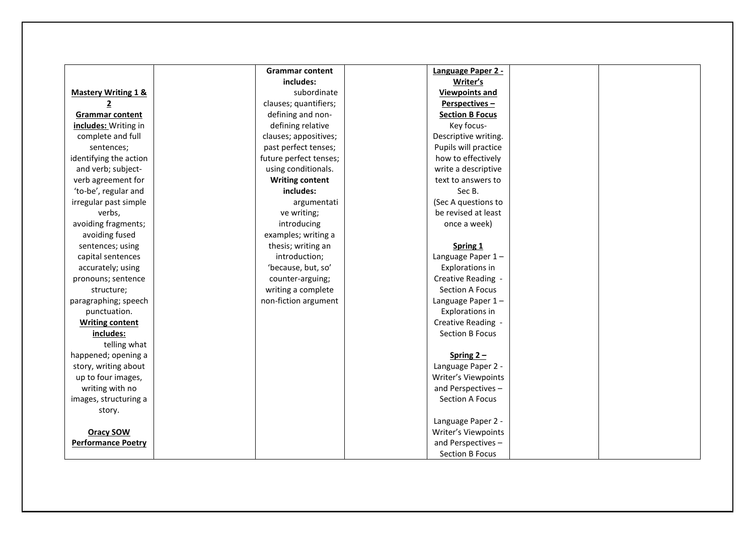| | | | | | | |
|---|---|---|---|---|---|---|
| **Mastery Writing 1 & 2**<br>**Grammar content includes:** Writing in complete and full sentences; identifying the action and verb; subject-verb agreement for 'to-be', regular and irregular past simple verbs, avoiding fragments; avoiding fused sentences; using capital sentences accurately; using pronouns; sentence structure; paragraphing; speech punctuation.<br>**Writing content includes:** telling what happened; opening a story, writing about up to four images, writing with no images, structuring a story.<br><br>**Oracy SOW**<br>**Performance Poetry** | | **Grammar content includes:** subordinate clauses; quantifiers; defining and non-defining relative clauses; appositives; past perfect tenses; future perfect tenses; using conditionals.<br>**Writing content includes:** argumentative writing; introducing examples; writing a thesis; writing an introduction; 'because, but, so' counter-arguing; writing a complete non-fiction argument | | **Language Paper 2 - Writer's Viewpoints and Perspectives – Section B Focus**<br>Key focus- Descriptive writing. Pupils will practice how to effectively write a descriptive text to answers to Sec B.<br>(Sec A questions to be revised at least once a week)<br><br>**Spring 1**<br>Language Paper 1 – Explorations in Creative Reading - Section A Focus<br>Language Paper 1 – Explorations in Creative Reading - Section B Focus<br><br>**Spring 2 –**<br>Language Paper 2 - Writer's Viewpoints and Perspectives – Section A Focus<br><br>Language Paper 2 - Writer's Viewpoints and Perspectives – Section B Focus | | |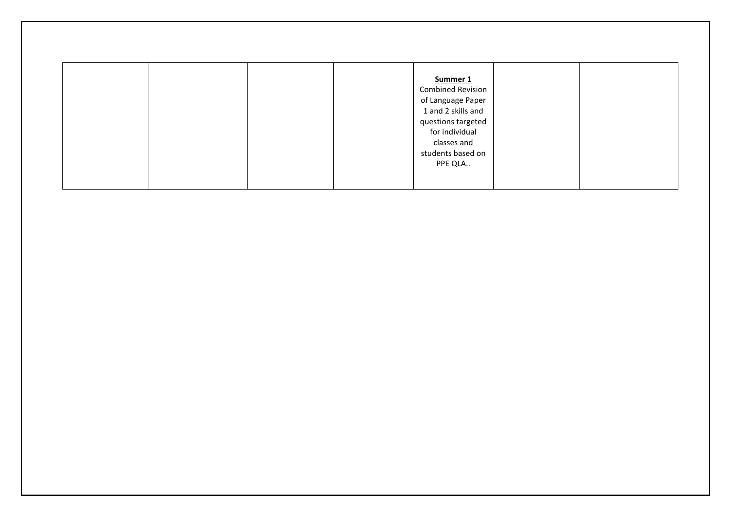| | | | | | | |
|---|---|---|---|---|---|---|
| | | | | **Summer 1**<br>Combined Revision of Language Paper 1 and 2 skills and questions targeted for individual classes and students based on PPE QLA.. | | |